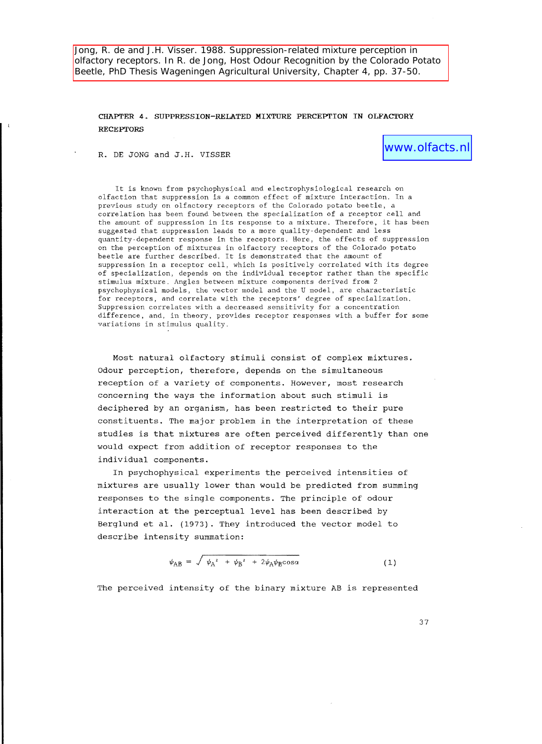Jong, R. de and J.H. Visser. 1988. Suppression-related mixture perception in olfactory receptors. In R. de Jong, Host Odour Recognition by the Colorado Potato Beetle, PhD Thesis Wageningen Agricultural University, Chapter 4, pp. 37-50.

www.olfacts.nl

# CHAPTER 4. SUPPRESSION-RELATED MIXTURE PERCEPTION IN OLFACTORY RECEPTORS

R. DE JONG and J.H. VISSER

It is known from psychophysical and electrophysiological research on olfaction that suppression is a common effect of mixture interaction. In a previous study on olfactory receptors of the Colorado potato beetle, a correlation has been found between the specialization of a receptor cell and the amount of suppression in its response to a mixture. Therefore, it has been suggested that suppression leads to a more quality-dependent and less quantity-dependent response in the receptors. Here, the effects of suppression on the perception of mixtures in olfactory receptors of the Colorado potato beetle are further described. It is demonstrated that the amount of suppression in a receptor cell, which is positively correlated with its degree of specialization, depends on the individual receptor rather than the specific stimulus mixture. Angles between mixture components derived from 2 psychophysical models, the vector model and the U model, are characteristic for receptors, and correlate with the receptors' degree of specialization. Suppression correlates with a decreased sensitivity for a concentration difference, and, in theory, provides receptor responses with a buffer for some variations in stimulus quality.

Most natural olfactory stimuli consist of complex mixtures. Odour perception, therefore, depends on the simultaneous reception of a variety of components. However, most research concerning the ways the information about such stimuli is deciphered by an organism, has been restricted to their pure constituents. The major problem in the interpretation of these studies is that mixtures are often perceived differently than one would expect from addition of receptor responses to the individual components.

In psychophysical experiments the perceived intensities of mixtures are usually lower than would be predicted from summing responses to the single components. The principle of odour interaction at the perceptual level has been described by Berglund et al. (1973). They introduced the vector model to describe intensity summation:

$$\psi_{AB} = \sqrt{\psi_A^2 + \psi_B^2 + 2\psi_A\psi_B\cos\alpha} \qquad (1)$$

The perceived intensity of the binary mixture AB is represented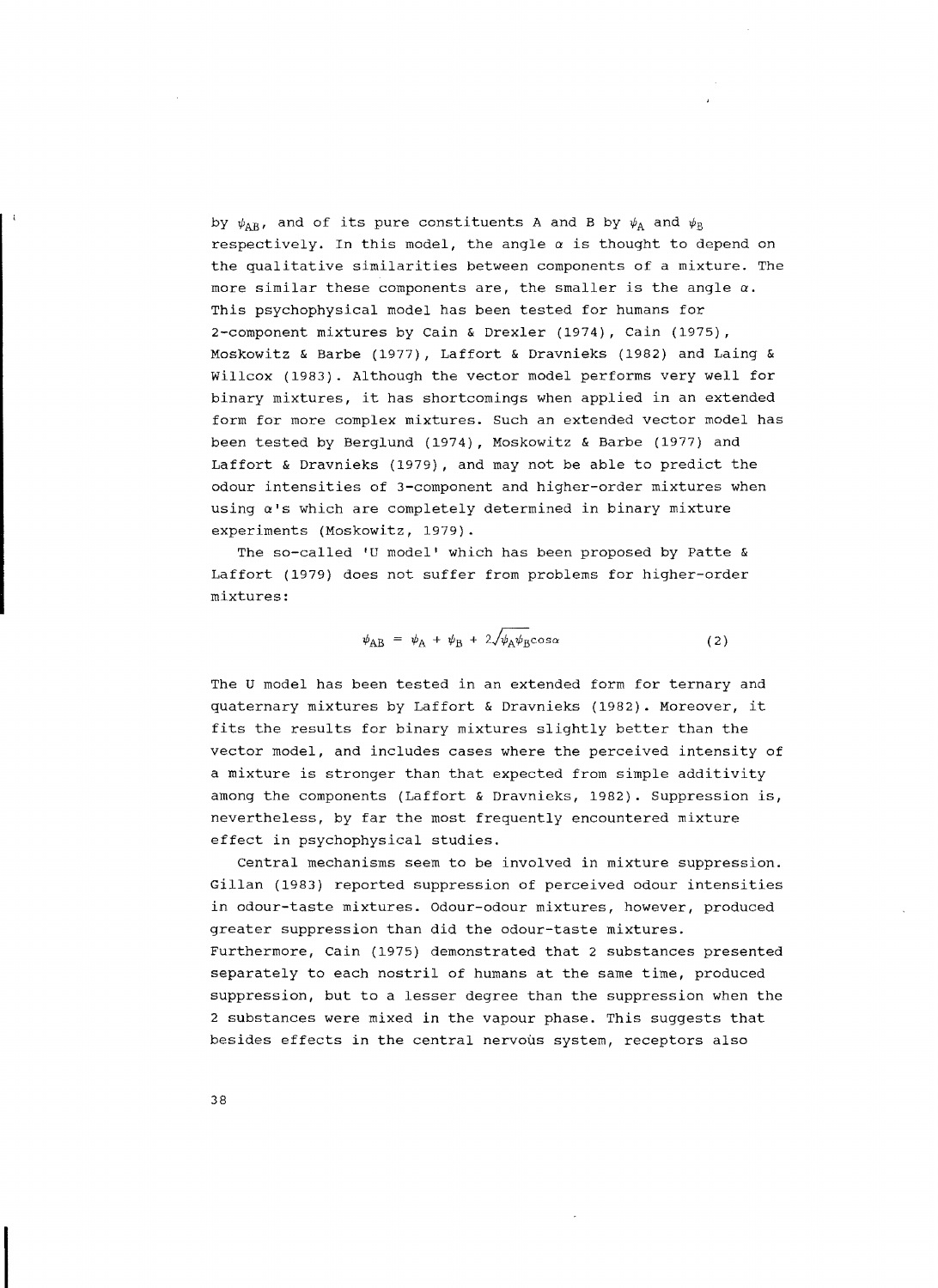by $\psi_{AB}$, and of its pure constituents A and B by $\psi_A$ and $\psi_B$ respectively. In this model, the angle $\alpha$ is thought to depend on the qualitative similarities between components of a mixture. The more similar these components are, the smaller is the angle $\alpha$. This psychophysical model has been tested for humans for 2-component mixtures by Cain & Drexler (1974), Cain (1975), Moskowitz & Barbe (1977), Laffort & Dravnieks (1982) and Laing & Willcox (1983). Although the vector model performs very well for binary mixtures, it has shortcomings when applied in an extended form for more complex mixtures. Such an extended vector model has been tested by Berglund (1974), Moskowitz & Barbe (1977) and Laffort & Dravnieks (1979), and may not be able to predict the odour intensities of 3-component and higher-order mixtures when using $\alpha$'s which are completely determined in binary mixture experiments (Moskowitz, 1979).

The so-called 'U model' which has been proposed by Patte & Laffort (1979) does not suffer from problems for higher-order mixtures:

$$\psi_{AB} = \psi_A + \psi_B + 2\sqrt{\psi_A\psi_B}\cos\alpha \tag{2}$$

The U model has been tested in an extended form for ternary and quaternary mixtures by Laffort & Dravnieks (1982). Moreover, it fits the results for binary mixtures slightly better than the vector model, and includes cases where the perceived intensity of a mixture is stronger than that expected from simple additivity among the components (Laffort & Dravnieks, 1982). Suppression is, nevertheless, by far the most frequently encountered mixture effect in psychophysical studies.

Central mechanisms seem to be involved in mixture suppression. Gillan (1983) reported suppression of perceived odour intensities in odour-taste mixtures. Odour-odour mixtures, however, produced greater suppression than did the odour-taste mixtures. Furthermore, Cain (1975) demonstrated that 2 substances presented separately to each nostril of humans at the same time, produced suppression, but to a lesser degree than the suppression when the 2 substances were mixed in the vapour phase. This suggests that besides effects in the central nervous system, receptors also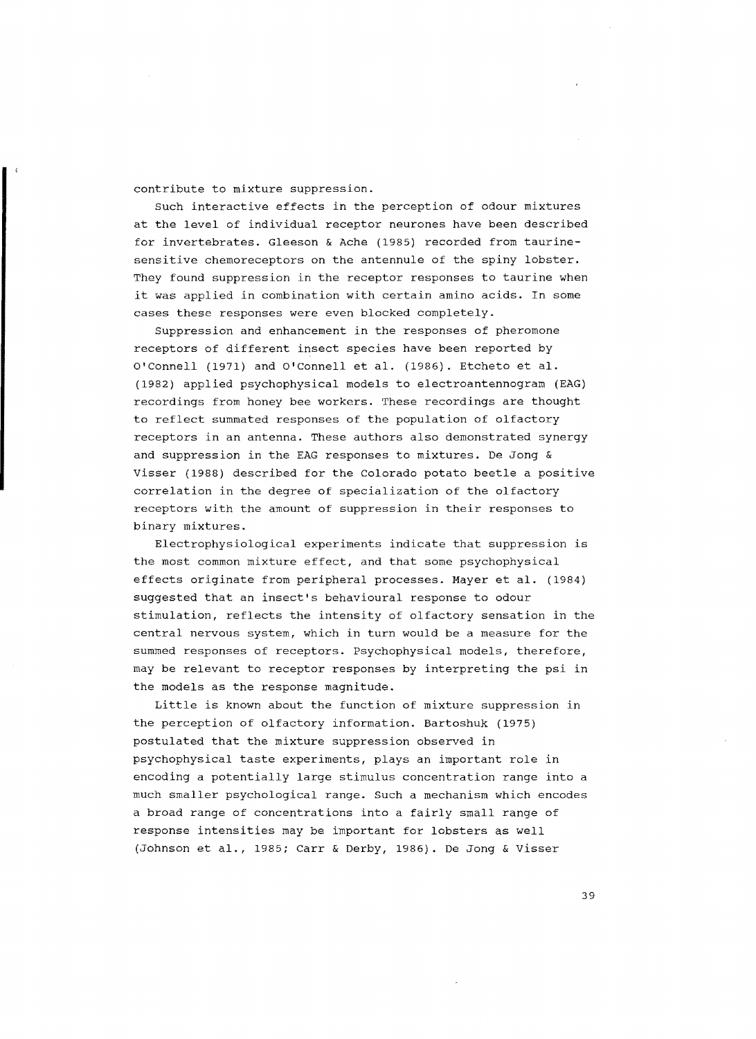contribute to mixture suppression.

Such interactive effects in the perception of odour mixtures at the level of individual receptor neurones have been described for invertebrates. Gleeson & Ache (1985) recorded from taurine-sensitive chemoreceptors on the antennule of the spiny lobster. They found suppression in the receptor responses to taurine when it was applied in combination with certain amino acids. In some cases these responses were even blocked completely.

Suppression and enhancement in the responses of pheromone receptors of different insect species have been reported by O'Connell (1971) and O'Connell et al. (1986). Etcheto et al. (1982) applied psychophysical models to electroantennogram (EAG) recordings from honey bee workers. These recordings are thought to reflect summated responses of the population of olfactory receptors in an antenna. These authors also demonstrated synergy and suppression in the EAG responses to mixtures. De Jong & Visser (1988) described for the Colorado potato beetle a positive correlation in the degree of specialization of the olfactory receptors with the amount of suppression in their responses to binary mixtures.

Electrophysiological experiments indicate that suppression is the most common mixture effect, and that some psychophysical effects originate from peripheral processes. Mayer et al. (1984) suggested that an insect's behavioural response to odour stimulation, reflects the intensity of olfactory sensation in the central nervous system, which in turn would be a measure for the summed responses of receptors. Psychophysical models, therefore, may be relevant to receptor responses by interpreting the psi in the models as the response magnitude.

Little is known about the function of mixture suppression in the perception of olfactory information. Bartoshuk (1975) postulated that the mixture suppression observed in psychophysical taste experiments, plays an important role in encoding a potentially large stimulus concentration range into a much smaller psychological range. Such a mechanism which encodes a broad range of concentrations into a fairly small range of response intensities may be important for lobsters as well (Johnson et al., 1985; Carr & Derby, 1986). De Jong & Visser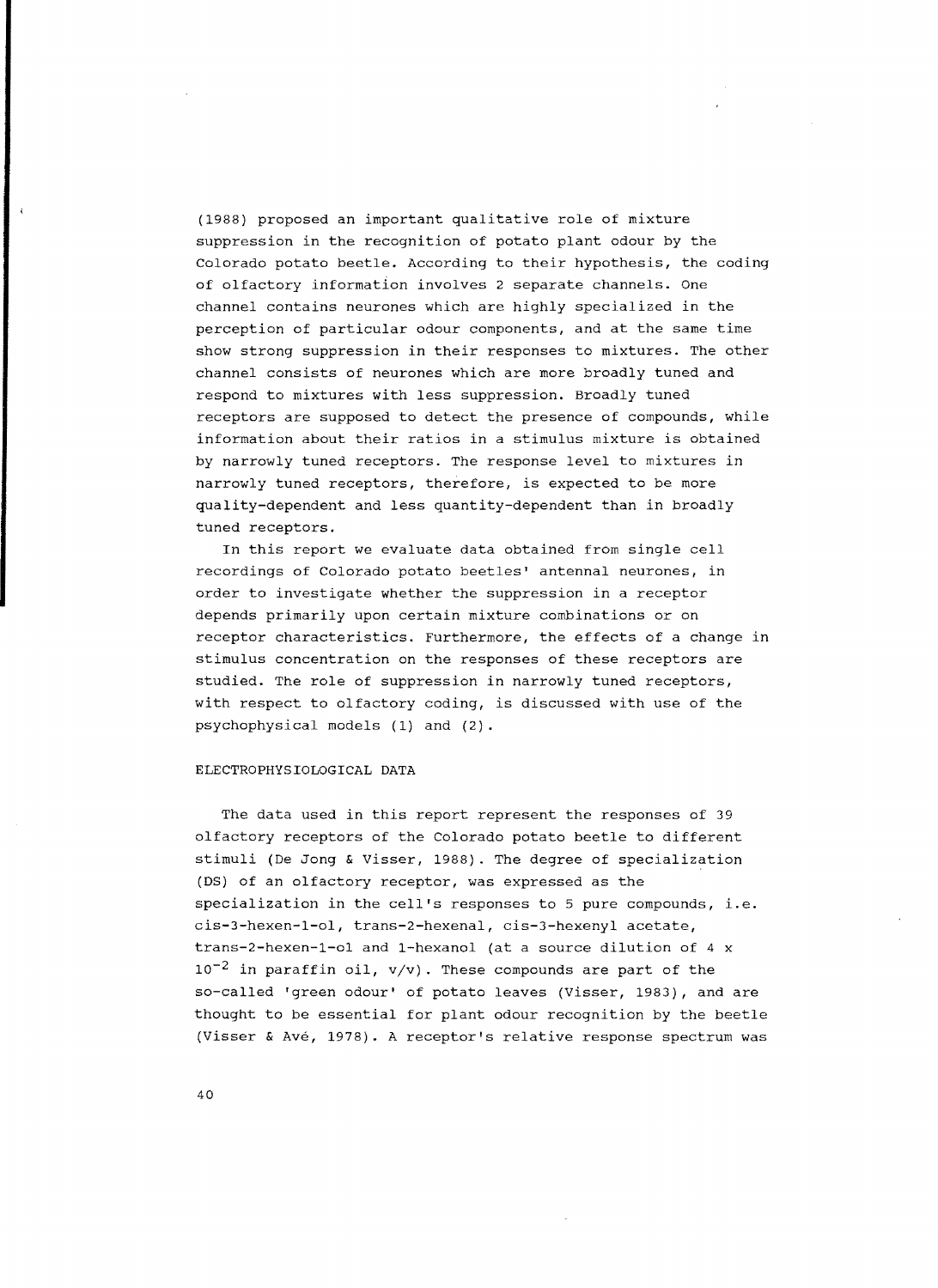(1988) proposed an important qualitative role of mixture suppression in the recognition of potato plant odour by the Colorado potato beetle. According to their hypothesis, the coding of olfactory information involves 2 separate channels. One channel contains neurones which are highly specialized in the perception of particular odour components, and at the same time show strong suppression in their responses to mixtures. The other channel consists of neurones which are more broadly tuned and respond to mixtures with less suppression. Broadly tuned receptors are supposed to detect the presence of compounds, while information about their ratios in a stimulus mixture is obtained by narrowly tuned receptors. The response level to mixtures in narrowly tuned receptors, therefore, is expected to be more quality-dependent and less quantity-dependent than in broadly tuned receptors.

In this report we evaluate data obtained from single cell recordings of Colorado potato beetles' antennal neurones, in order to investigate whether the suppression in a receptor depends primarily upon certain mixture combinations or on receptor characteristics. Furthermore, the effects of a change in stimulus concentration on the responses of these receptors are studied. The role of suppression in narrowly tuned receptors, with respect to olfactory coding, is discussed with use of the psychophysical models (1) and (2).

## ELECTROPHYSIOLOGICAL DATA

The data used in this report represent the responses of 39 olfactory receptors of the Colorado potato beetle to different stimuli (De Jong & Visser, 1988). The degree of specialization (DS) of an olfactory receptor, was expressed as the specialization in the cell's responses to 5 pure compounds, i.e. cis-3-hexen-1-ol, trans-2-hexenal, cis-3-hexenyl acetate, trans-2-hexen-1-ol and 1-hexanol (at a source dilution of $4 \times 10^{-2}$ in paraffin oil, v/v). These compounds are part of the so-called 'green odour' of potato leaves (Visser, 1983), and are thought to be essential for plant odour recognition by the beetle (Visser & Avé, 1978). A receptor's relative response spectrum was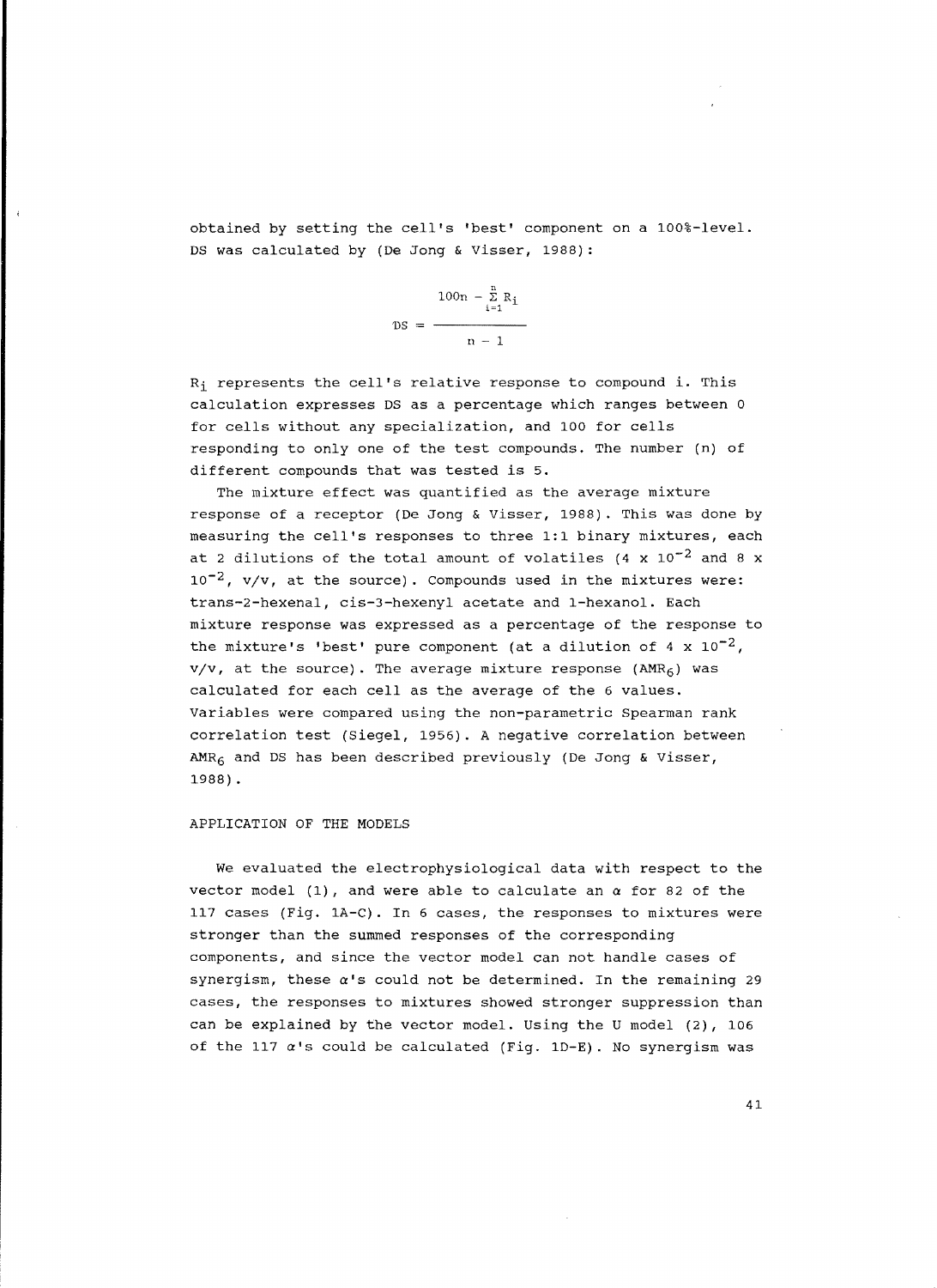obtained by setting the cell's 'best' component on a 100%-level. DS was calculated by (De Jong & Visser, 1988):

$$DS = \frac{100n - \sum_{i=1}^{n} R_i}{n - 1}$$

$R_i$ represents the cell's relative response to compound i. This calculation expresses DS as a percentage which ranges between 0 for cells without any specialization, and 100 for cells responding to only one of the test compounds. The number (n) of different compounds that was tested is 5.

The mixture effect was quantified as the average mixture response of a receptor (De Jong & Visser, 1988). This was done by measuring the cell's responses to three 1:1 binary mixtures, each at 2 dilutions of the total amount of volatiles ($4 \times 10^{-2}$ and $8 \times 10^{-2}$, v/v, at the source). Compounds used in the mixtures were: trans-2-hexenal, cis-3-hexenyl acetate and 1-hexanol. Each mixture response was expressed as a percentage of the response to the mixture's 'best' pure component (at a dilution of $4 \times 10^{-2}$, v/v, at the source). The average mixture response ($AMR_6$) was calculated for each cell as the average of the 6 values. Variables were compared using the non-parametric Spearman rank correlation test (Siegel, 1956). A negative correlation between $AMR_6$ and DS has been described previously (De Jong & Visser, 1988).

## APPLICATION OF THE MODELS

We evaluated the electrophysiological data with respect to the vector model (1), and were able to calculate an $\alpha$ for 82 of the 117 cases (Fig. 1A-C). In 6 cases, the responses to mixtures were stronger than the summed responses of the corresponding components, and since the vector model can not handle cases of synergism, these $\alpha$'s could not be determined. In the remaining 29 cases, the responses to mixtures showed stronger suppression than can be explained by the vector model. Using the U model (2), 106 of the 117 $\alpha$'s could be calculated (Fig. 1D-E). No synergism was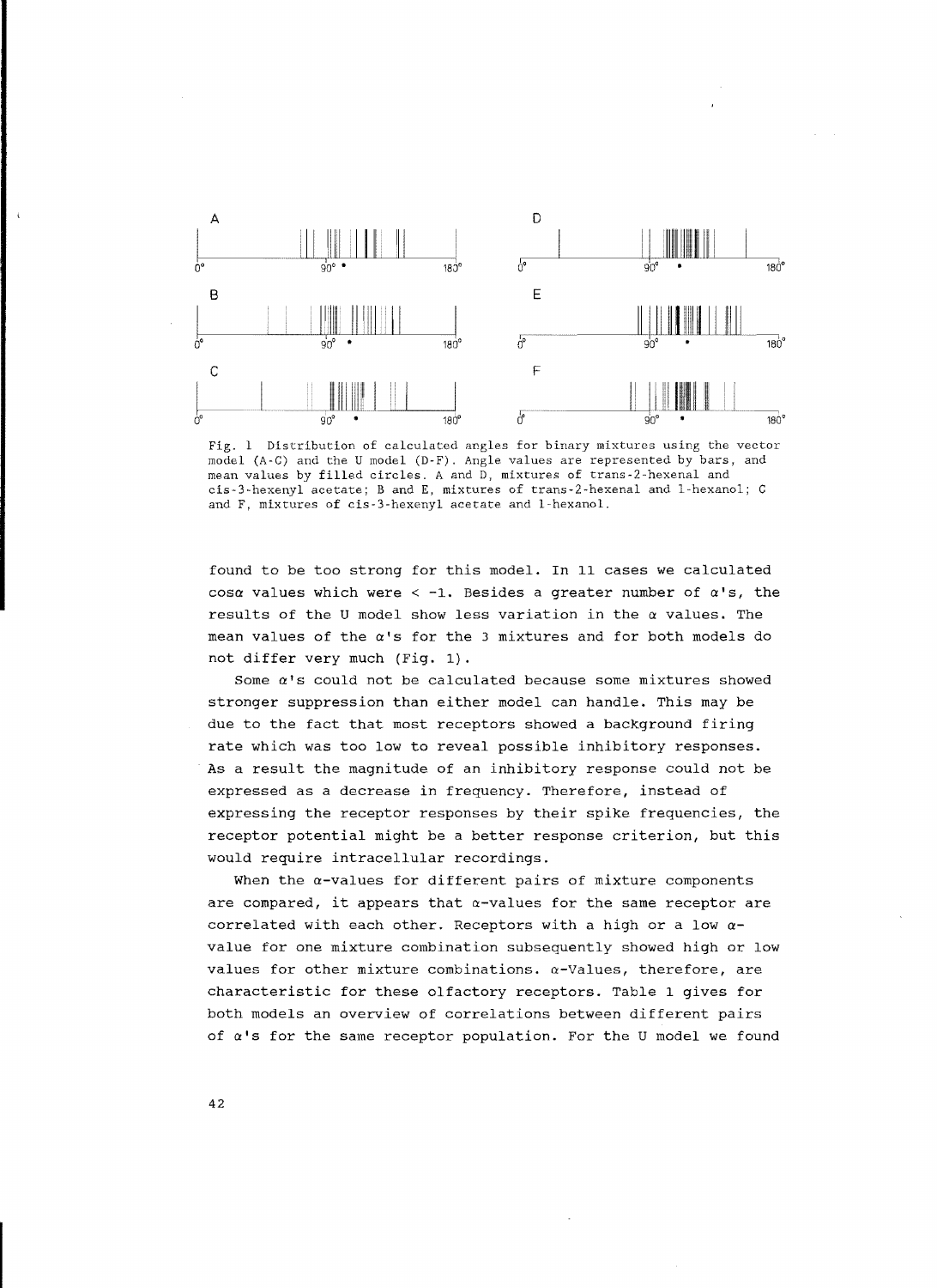A

0° 90° 180°

B

0° 90° 180°

C

0° 90° 180°

D

0° 90° 180°

E

0° 90° 180°

F

0° 90° 180°

Fig. 1 Distribution of calculated angles for binary mixtures using the vector model (A-C) and the U model (D-F). Angle values are represented by bars, and mean values by filled circles. A and D, mixtures of trans-2-hexenal and cis-3-hexenyl acetate; B and E, mixtures of trans-2-hexenal and 1-hexanol; C and F, mixtures of cis-3-hexenyl acetate and 1-hexanol.

found to be too strong for this model. In 11 cases we calculated $\cos\alpha$ values which were $< -1$. Besides a greater number of $\alpha$'s, the results of the U model show less variation in the $\alpha$ values. The mean values of the $\alpha$'s for the 3 mixtures and for both models do not differ very much (Fig. 1).

Some $\alpha$'s could not be calculated because some mixtures showed stronger suppression than either model can handle. This may be due to the fact that most receptors showed a background firing rate which was too low to reveal possible inhibitory responses. As a result the magnitude of an inhibitory response could not be expressed as a decrease in frequency. Therefore, instead of expressing the receptor responses by their spike frequencies, the receptor potential might be a better response criterion, but this would require intracellular recordings.

When the $\alpha$-values for different pairs of mixture components are compared, it appears that $\alpha$-values for the same receptor are correlated with each other. Receptors with a high or a low $\alpha$-value for one mixture combination subsequently showed high or low values for other mixture combinations. $\alpha$-Values, therefore, are characteristic for these olfactory receptors. Table 1 gives for both models an overview of correlations between different pairs of $\alpha$'s for the same receptor population. For the U model we found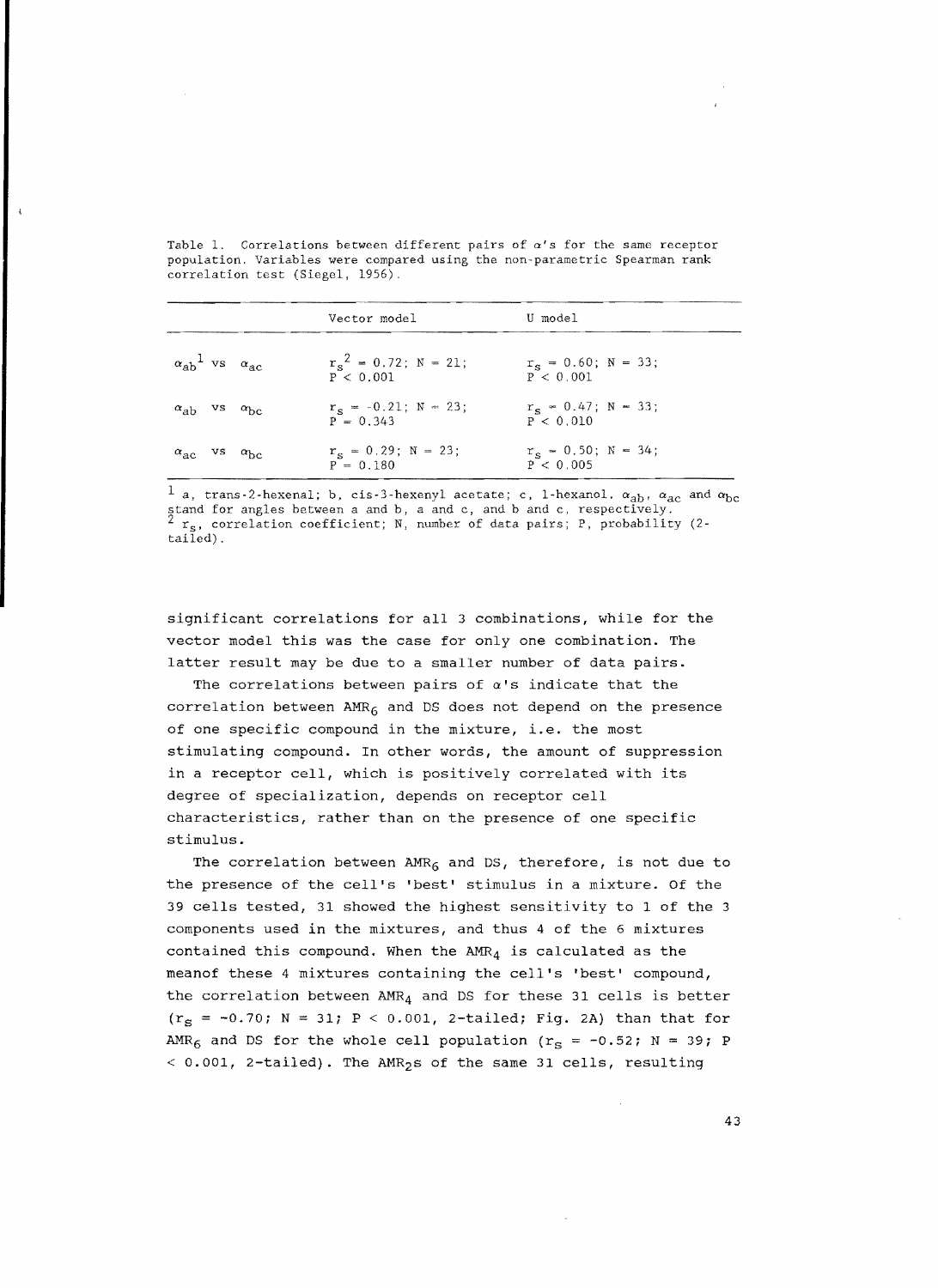Table 1. Correlations between different pairs of $\alpha$'s for the same receptor population. Variables were compared using the non-parametric Spearman rank correlation test (Siegel, 1956).

| | Vector model | U model |
|---|---|---|
| $\alpha_{ab}$[1] vs $\alpha_{ac}$ | $r_s$[2] = 0.72; N = 21; P < 0.001 | $r_s$ = 0.60; N = 33; P < 0.001 |
| $\alpha_{ab}$ vs $\alpha_{bc}$ | $r_s$ = -0.21; N = 23; P = 0.343 | $r_s$ = 0.47; N = 33; P < 0.010 |
| $\alpha_{ac}$ vs $\alpha_{bc}$ | $r_s$ = 0.29; N = 23; P = 0.180 | $r_s$ = 0.50; N = 34; P < 0.005 |

[1] a, trans-2-hexenal; b, cis-3-hexenyl acetate; c, 1-hexanol. $\alpha_{ab}$, $\alpha_{ac}$ and $\alpha_{bc}$ stand for angles between a and b, a and c, and b and c, respectively.
[2] $r_s$, correlation coefficient; N, number of data pairs; P, probability (2-tailed).

significant correlations for all 3 combinations, while for the vector model this was the case for only one combination. The latter result may be due to a smaller number of data pairs.

The correlations between pairs of $\alpha$'s indicate that the correlation between $AMR_6$ and DS does not depend on the presence of one specific compound in the mixture, i.e. the most stimulating compound. In other words, the amount of suppression in a receptor cell, which is positively correlated with its degree of specialization, depends on receptor cell characteristics, rather than on the presence of one specific stimulus.

The correlation between $AMR_6$ and DS, therefore, is not due to the presence of the cell's 'best' stimulus in a mixture. Of the 39 cells tested, 31 showed the highest sensitivity to 1 of the 3 components used in the mixtures, and thus 4 of the 6 mixtures contained this compound. When the $AMR_4$ is calculated as the meanof these 4 mixtures containing the cell's 'best' compound, the correlation between $AMR_4$ and DS for these 31 cells is better ($r_s = -0.70$; $N = 31$; $P < 0.001$, 2-tailed; Fig. 2A) than that for $AMR_6$ and DS for the whole cell population ($r_s = -0.52$; $N = 39$; $P < 0.001$, 2-tailed). The $AMR_2$s of the same 31 cells, resulting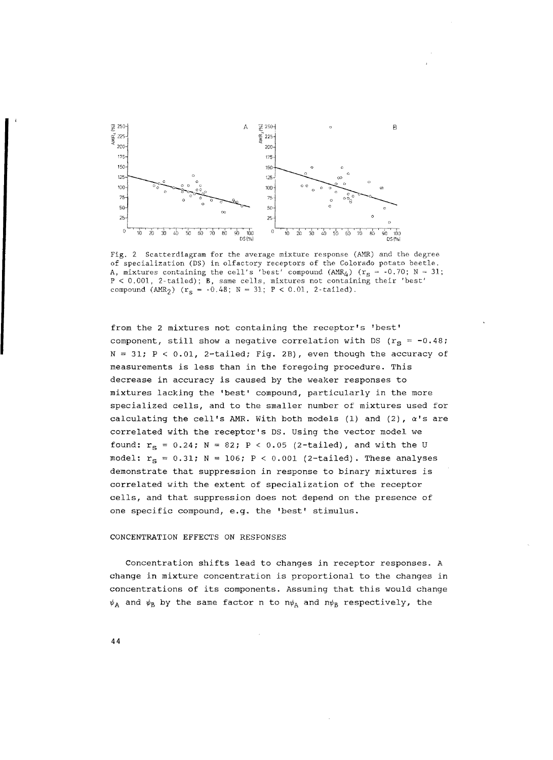A

$AMR_4$ [%]

250
225
200
175
150
125
100
75
50
25
0

10 20 30 40 50 60 70 80 90 100

DS [%]

B

$AMR_2$ [%]

250
225
200
175
150
125
100
75
50
25
0

10 20 30 40 50 60 70 80 90 100

DS [%]

Fig. 2 Scatterdiagram for the average mixture response (AMR) and the degree of specialization (DS) in olfactory receptors of the Colorado potato beetle. A, mixtures containing the cell's 'best' compound ($AMR_4$) ($r_s = -0.70$; $N = 31$; $P < 0.001$, 2-tailed); B, same cells, mixtures not containing their 'best' compound ($AMR_2$) ($r_s = -0.48$; $N = 31$; $P < 0.01$, 2-tailed).

from the 2 mixtures not containing the receptor's 'best' component, still show a negative correlation with DS ($r_s = -0.48$; $N = 31$; $P < 0.01$, 2-tailed; Fig. 2B), even though the accuracy of measurements is less than in the foregoing procedure. This decrease in accuracy is caused by the weaker responses to mixtures lacking the 'best' compound, particularly in the more specialized cells, and to the smaller number of mixtures used for calculating the cell's AMR. With both models (1) and (2), $\alpha$'s are correlated with the receptor's DS. Using the vector model we found: $r_s = 0.24$; $N = 82$; $P < 0.05$ (2-tailed), and with the U model: $r_s = 0.31$; $N = 106$; $P < 0.001$ (2-tailed). These analyses demonstrate that suppression in response to binary mixtures is correlated with the extent of specialization of the receptor cells, and that suppression does not depend on the presence of one specific compound, e.g. the 'best' stimulus.

## CONCENTRATION EFFECTS ON RESPONSES

Concentration shifts lead to changes in receptor responses. A change in mixture concentration is proportional to the changes in concentrations of its components. Assuming that this would change $\psi_A$ and $\psi_B$ by the same factor n to $n\psi_A$ and $n\psi_B$ respectively, the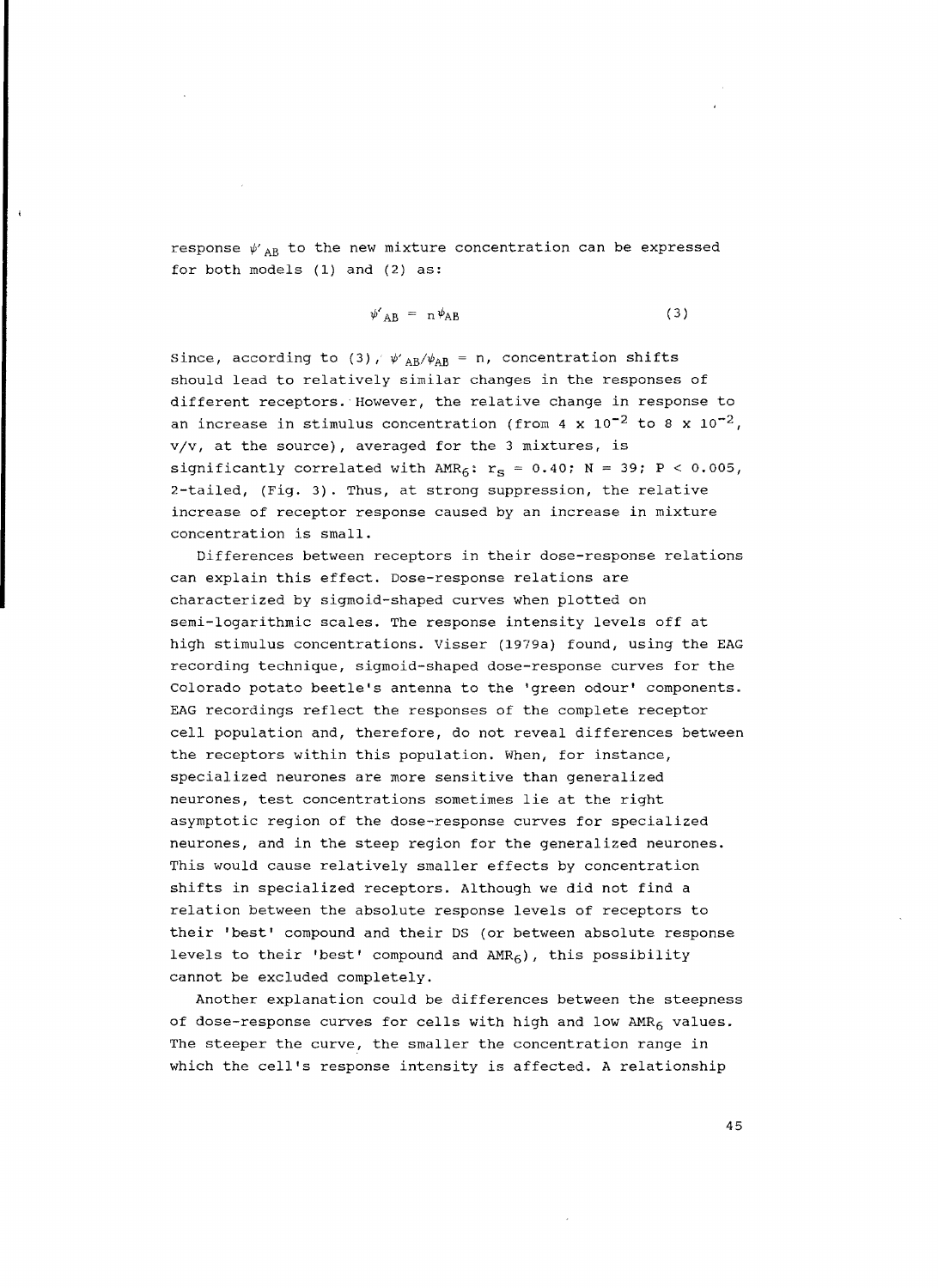response $\psi'_{AB}$ to the new mixture concentration can be expressed for both models (1) and (2) as:

$$\psi'_{AB} = n\psi_{AB} \qquad (3)$$

Since, according to (3), $\psi'_{AB}/\psi_{AB} = n$, concentration shifts should lead to relatively similar changes in the responses of different receptors. However, the relative change in response to an increase in stimulus concentration (from $4 \times 10^{-2}$ to $8 \times 10^{-2}$, v/v, at the source), averaged for the 3 mixtures, is significantly correlated with $AMR_6$: $r_s = 0.40$; $N = 39$; $P < 0.005$, 2-tailed, (Fig. 3). Thus, at strong suppression, the relative increase of receptor response caused by an increase in mixture concentration is small.

Differences between receptors in their dose-response relations can explain this effect. Dose-response relations are characterized by sigmoid-shaped curves when plotted on semi-logarithmic scales. The response intensity levels off at high stimulus concentrations. Visser (1979a) found, using the EAG recording technique, sigmoid-shaped dose-response curves for the Colorado potato beetle's antenna to the 'green odour' components. EAG recordings reflect the responses of the complete receptor cell population and, therefore, do not reveal differences between the receptors within this population. When, for instance, specialized neurones are more sensitive than generalized neurones, test concentrations sometimes lie at the right asymptotic region of the dose-response curves for specialized neurones, and in the steep region for the generalized neurones. This would cause relatively smaller effects by concentration shifts in specialized receptors. Although we did not find a relation between the absolute response levels of receptors to their 'best' compound and their DS (or between absolute response levels to their 'best' compound and $AMR_6$), this possibility cannot be excluded completely.

Another explanation could be differences between the steepness of dose-response curves for cells with high and low $AMR_6$ values. The steeper the curve, the smaller the concentration range in which the cell's response intensity is affected. A relationship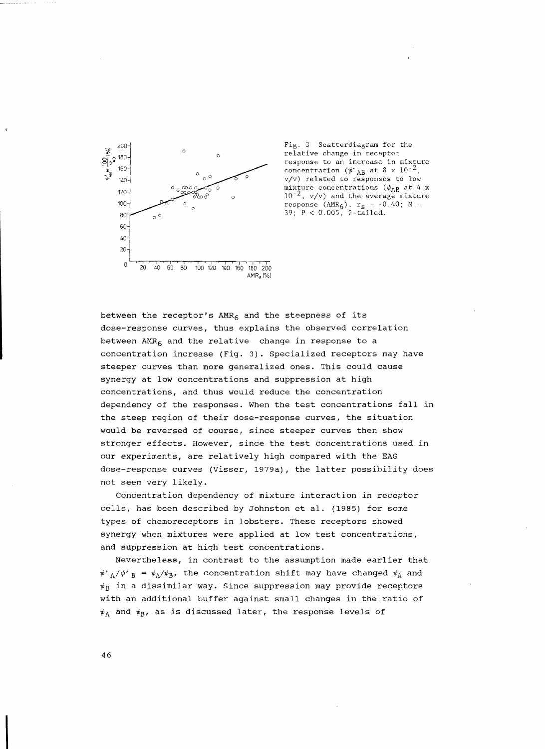200
180
160
140
120
100
80
60
40
20
0

$\psi'_{AB} * \frac{100}{\psi_{AB}}$ (%)

20 40 60 80 100 120 140 160 180 200

$AMR_6$ (%)

Fig. 3 Scatterdiagram for the relative change in receptor response to an increase in mixture concentration ($\psi'_{AB}$ at $8 \times 10^{-2}$, v/v) related to responses to low mixture concentrations ($\psi_{AB}$ at $4 \times 10^{-2}$, v/v) and the average mixture response ($AMR_6$). $r_s = -0.40$; $N = 39$; $P < 0.005$, 2-tailed.

between the receptor's $AMR_6$ and the steepness of its dose-response curves, thus explains the observed correlation between $AMR_6$ and the relative change in response to a concentration increase (Fig. 3). Specialized receptors may have steeper curves than more generalized ones. This could cause synergy at low concentrations and suppression at high concentrations, and thus would reduce the concentration dependency of the responses. When the test concentrations fall in the steep region of their dose-response curves, the situation would be reversed of course, since steeper curves then show stronger effects. However, since the test concentrations used in our experiments, are relatively high compared with the EAG dose-response curves (Visser, 1979a), the latter possibility does not seem very likely.

Concentration dependency of mixture interaction in receptor cells, has been described by Johnston et al. (1985) for some types of chemoreceptors in lobsters. These receptors showed synergy when mixtures were applied at low test concentrations, and suppression at high test concentrations.

Nevertheless, in contrast to the assumption made earlier that $\psi'_A/\psi'_B = \psi_A/\psi_B$, the concentration shift may have changed $\psi_A$ and $\psi_B$ in a dissimilar way. Since suppression may provide receptors with an additional buffer against small changes in the ratio of $\psi_A$ and $\psi_B$, as is discussed later, the response levels of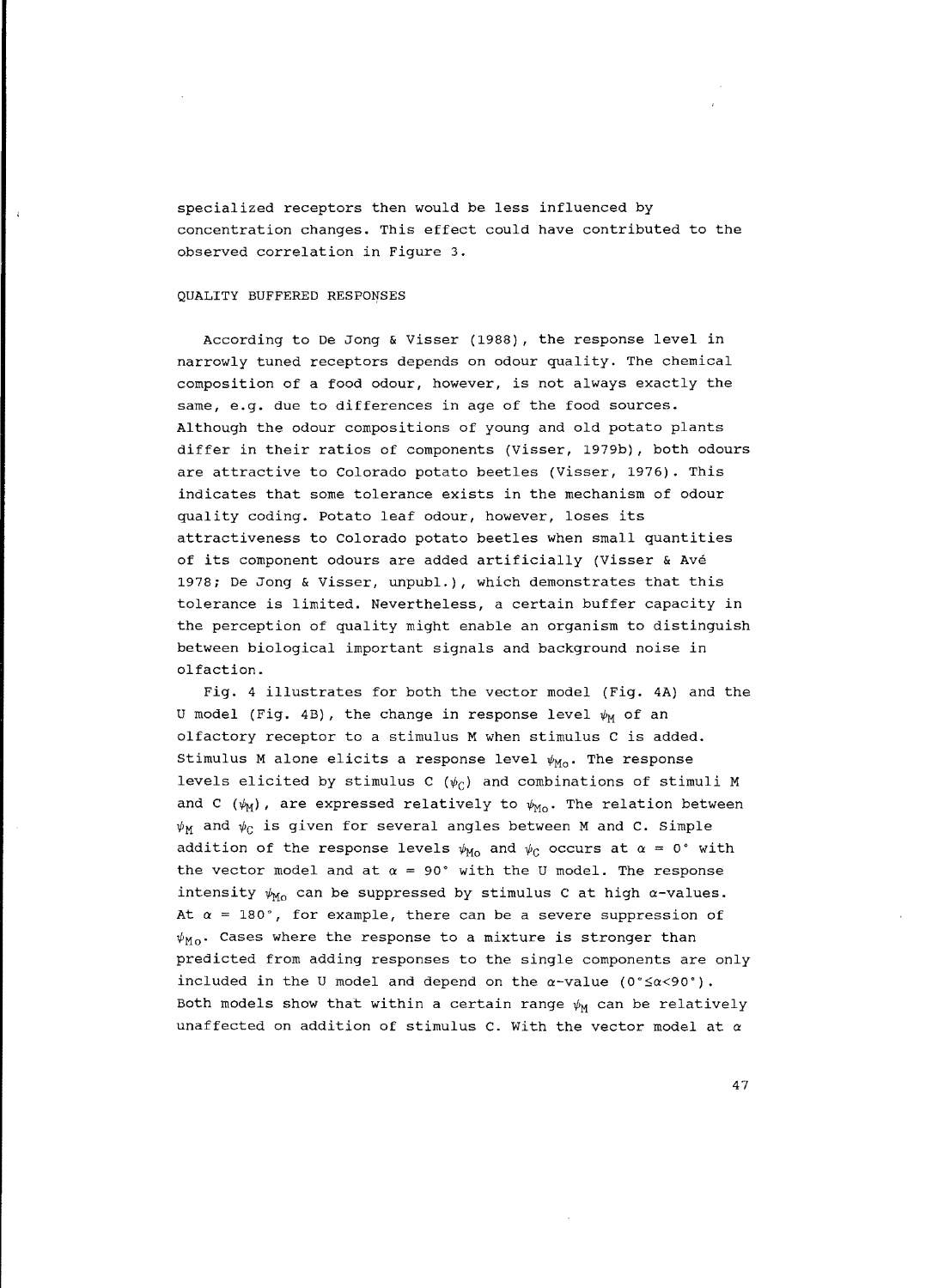specialized receptors then would be less influenced by concentration changes. This effect could have contributed to the observed correlation in Figure 3.

## QUALITY BUFFERED RESPONSES

According to De Jong & Visser (1988), the response level in narrowly tuned receptors depends on odour quality. The chemical composition of a food odour, however, is not always exactly the same, e.g. due to differences in age of the food sources. Although the odour compositions of young and old potato plants differ in their ratios of components (Visser, 1979b), both odours are attractive to Colorado potato beetles (Visser, 1976). This indicates that some tolerance exists in the mechanism of odour quality coding. Potato leaf odour, however, loses its attractiveness to Colorado potato beetles when small quantities of its component odours are added artificially (Visser & Avé 1978; De Jong & Visser, unpubl.), which demonstrates that this tolerance is limited. Nevertheless, a certain buffer capacity in the perception of quality might enable an organism to distinguish between biological important signals and background noise in olfaction.

Fig. 4 illustrates for both the vector model (Fig. 4A) and the U model (Fig. 4B), the change in response level $\psi_M$ of an olfactory receptor to a stimulus M when stimulus C is added. Stimulus M alone elicits a response level $\psi_{M_0}$. The response levels elicited by stimulus C ($\psi_C$) and combinations of stimuli M and C ($\psi_M$), are expressed relatively to $\psi_{M_0}$. The relation between $\psi_M$ and $\psi_C$ is given for several angles between M and C. Simple addition of the response levels $\psi_{M_0}$ and $\psi_C$ occurs at $\alpha = 0°$ with the vector model and at $\alpha = 90°$ with the U model. The response intensity $\psi_{M_0}$ can be suppressed by stimulus C at high $\alpha$-values. At $\alpha = 180°$, for example, there can be a severe suppression of $\psi_{M_0}$. Cases where the response to a mixture is stronger than predicted from adding responses to the single components are only included in the U model and depend on the $\alpha$-value ($0° \leq \alpha < 90°$). Both models show that within a certain range $\psi_M$ can be relatively unaffected on addition of stimulus C. With the vector model at $\alpha$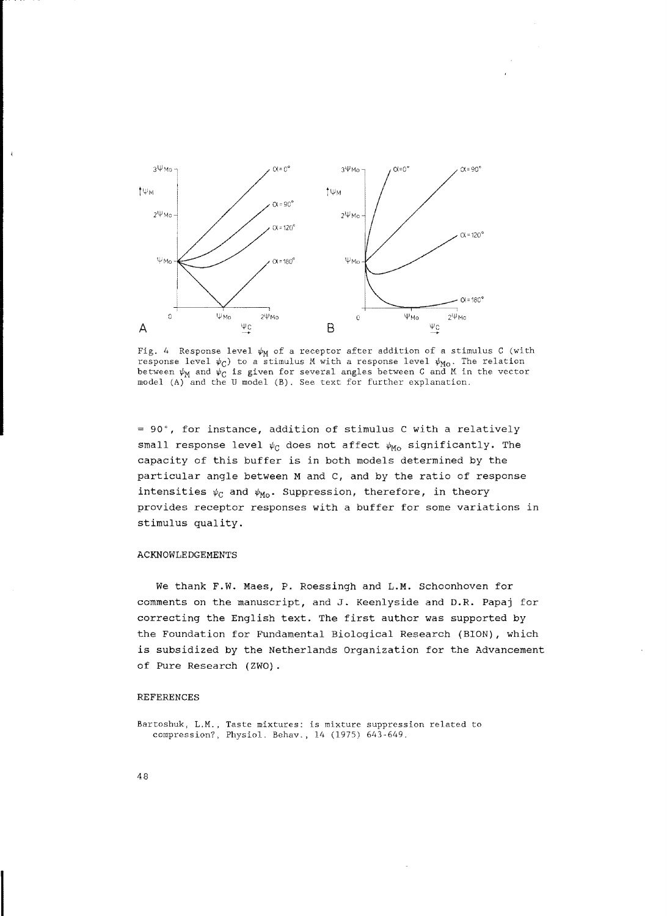Fig. 4 Response level $\psi_M$ of a receptor after addition of a stimulus C (with response level $\psi_C$) to a stimulus M with a response level $\psi_{Mo}$. The relation between $\psi_M$ and $\psi_C$ is given for several angles between C and M in the vector model (A) and the U model (B). See text for further explanation.

= 90°, for instance, addition of stimulus C with a relatively small response level $\psi_C$ does not affect $\psi_{Mo}$ significantly. The capacity of this buffer is in both models determined by the particular angle between M and C, and by the ratio of response intensities $\psi_C$ and $\psi_{Mo}$. Suppression, therefore, in theory provides receptor responses with a buffer for some variations in stimulus quality.

## ACKNOWLEDGEMENTS

We thank F.W. Maes, P. Roessingh and L.M. Schoonhoven for comments on the manuscript, and J. Keenlyside and D.R. Papaj for correcting the English text. The first author was supported by the Foundation for Fundamental Biological Research (BION), which is subsidized by the Netherlands Organization for the Advancement of Pure Research (ZWO).

## REFERENCES

Bartoshuk, L.M., Taste mixtures: is mixture suppression related to compression?, Physiol. Behav., 14 (1975) 643-649.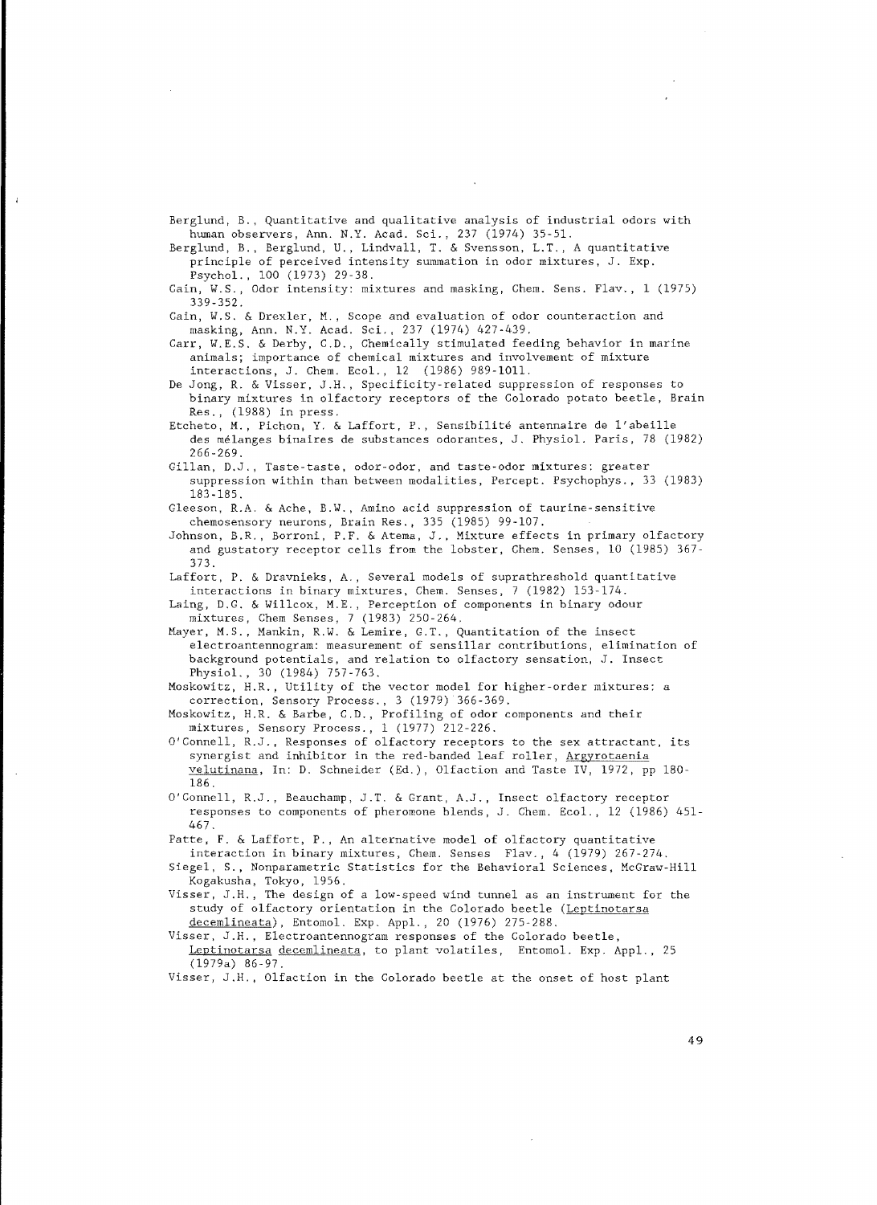Berglund, B., Quantitative and qualitative analysis of industrial odors with human observers, Ann. N.Y. Acad. Sci., 237 (1974) 35-51.

Berglund, B., Berglund, U., Lindvall, T. & Svensson, L.T., A quantitative principle of perceived intensity summation in odor mixtures, J. Exp. Psychol., 100 (1973) 29-38.

Cain, W.S., Odor intensity: mixtures and masking, Chem. Sens. Flav., 1 (1975) 339-352.

Cain, W.S. & Drexler, M., Scope and evaluation of odor counteraction and masking, Ann. N.Y. Acad. Sci., 237 (1974) 427-439.

Carr, W.E.S. & Derby, C.D., Chemically stimulated feeding behavior in marine animals; importance of chemical mixtures and involvement of mixture interactions, J. Chem. Ecol., 12 (1986) 989-1011.

De Jong, R. & Visser, J.H., Specificity-related suppression of responses to binary mixtures in olfactory receptors of the Colorado potato beetle, Brain Res., (1988) in press.

Etcheto, M., Pichon, Y. & Laffort, P., Sensibilité antennaire de l'abeille des mélanges binaires de substances odorantes, J. Physiol. Paris, 78 (1982) 266-269.

Gillan, D.J., Taste-taste, odor-odor, and taste-odor mixtures: greater suppression within than between modalities, Percept. Psychophys., 33 (1983) 183-185.

Gleeson, R.A. & Ache, B.W., Amino acid suppression of taurine-sensitive chemosensory neurons, Brain Res., 335 (1985) 99-107.

Johnson, B.R., Borroni, P.F. & Atema, J., Mixture effects in primary olfactory and gustatory receptor cells from the lobster, Chem. Senses, 10 (1985) 367-373.

Laffort, P. & Dravnieks, A., Several models of suprathreshold quantitative interactions in binary mixtures, Chem. Senses, 7 (1982) 153-174.

Laing, D.G. & Willcox, M.E., Perception of components in binary odour mixtures, Chem Senses, 7 (1983) 250-264.

Mayer, M.S., Mankin, R.W. & Lemire, G.T., Quantitation of the insect electroantennogram: measurement of sensillar contributions, elimination of background potentials, and relation to olfactory sensation, J. Insect Physiol., 30 (1984) 757-763.

Moskowitz, H.R., Utility of the vector model for higher-order mixtures: a correction, Sensory Process., 3 (1979) 366-369.

Moskowitz, H.R. & Barbe, C.D., Profiling of odor components and their mixtures, Sensory Process., 1 (1977) 212-226.

O'Connell, R.J., Responses of olfactory receptors to the sex attractant, its synergist and inhibitor in the red-banded leaf roller, *Argyrotaenia velutinana*, In: D. Schneider (Ed.), Olfaction and Taste IV, 1972, pp 180-186.

O'Connell, R.J., Beauchamp, J.T. & Grant, A.J., Insect olfactory receptor responses to components of pheromone blends, J. Chem. Ecol., 12 (1986) 451-467.

Patte, F. & Laffort, P., An alternative model of olfactory quantitative interaction in binary mixtures, Chem. Senses Flav., 4 (1979) 267-274.

Siegel, S., Nonparametric Statistics for the Behavioral Sciences, McGraw-Hill Kogakusha, Tokyo, 1956.

Visser, J.H., The design of a low-speed wind tunnel as an instrument for the study of olfactory orientation in the Colorado beetle (*Leptinotarsa decemlineata*), Entomol. Exp. Appl., 20 (1976) 275-288.

Visser, J.H., Electroantennogram responses of the Colorado beetle, *Leptinotarsa decemlineata*, to plant volatiles, Entomol. Exp. Appl., 25 (1979a) 86-97.

Visser, J.H., Olfaction in the Colorado beetle at the onset of host plant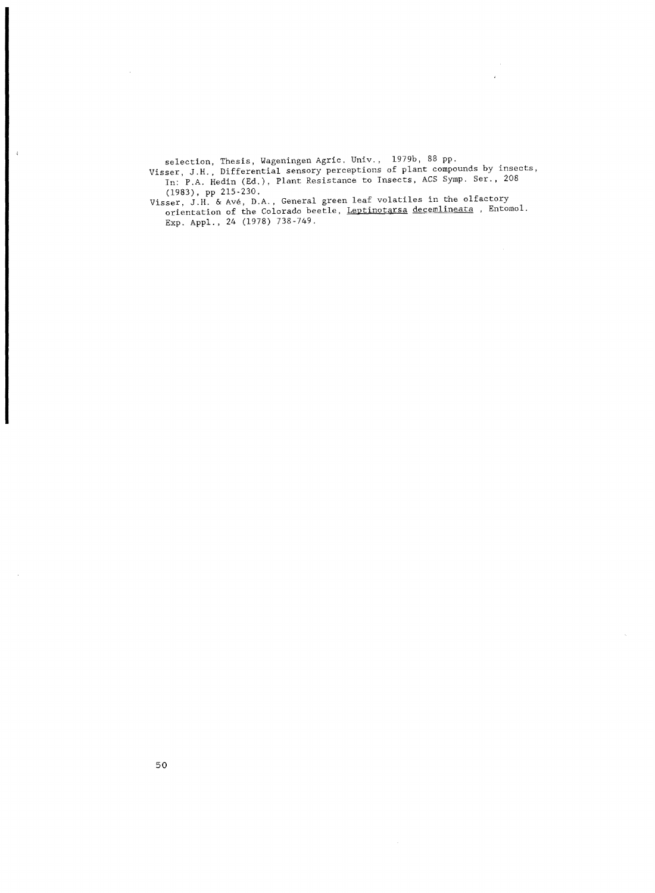selection, Thesis, Wageningen Agric. Univ., 1979b, 88 pp.

Visser, J.H., Differential sensory perceptions of plant compounds by insects, In: P.A. Hedin (Ed.), Plant Resistance to Insects, ACS Symp. Ser., 208 (1983), pp 215-230.

Visser, J.H. & Avé, D.A., General green leaf volatiles in the olfactory orientation of the Colorado beetle, Leptinotarsa decemlineata, Entomol. Exp. Appl., 24 (1978) 738-749.